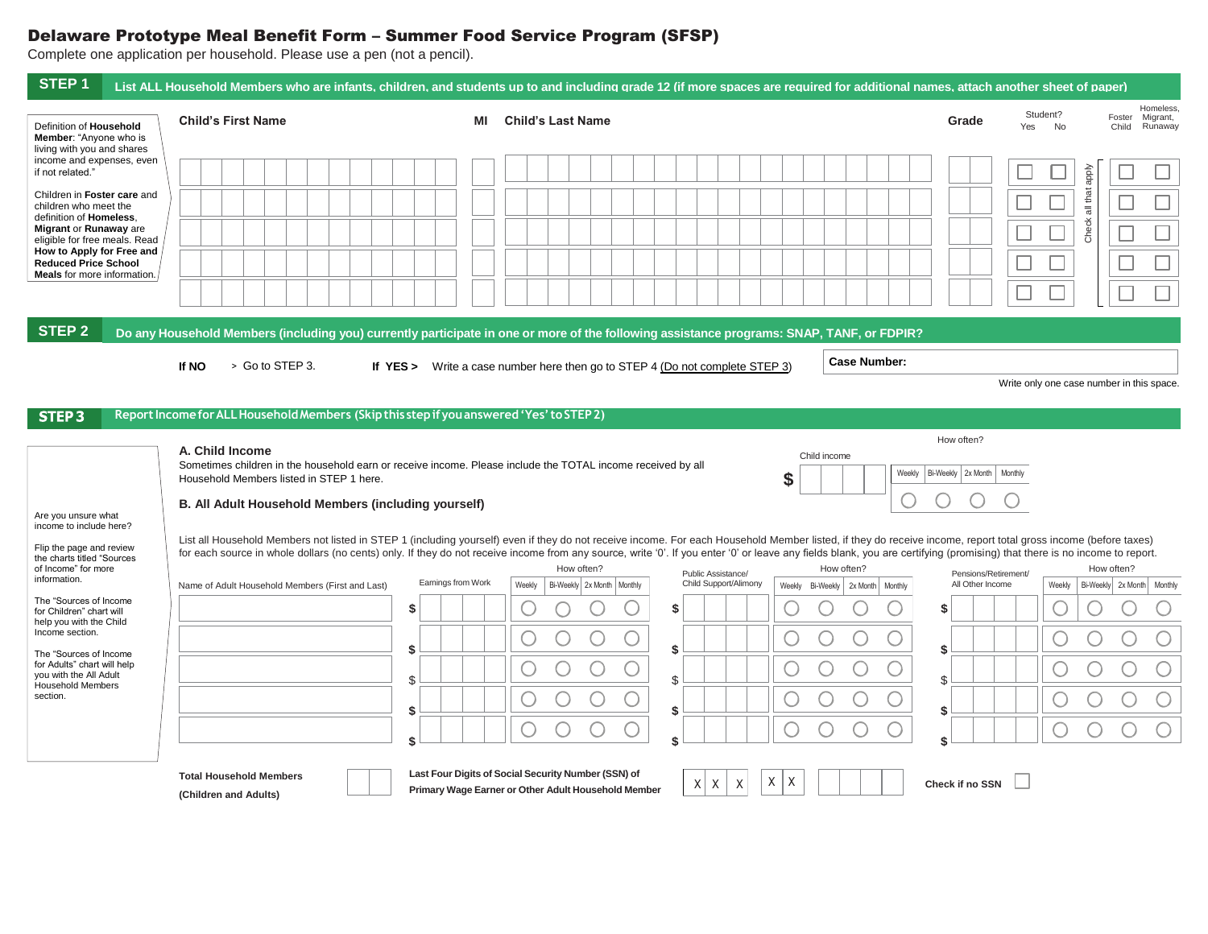# Delaware Prototype Meal Benefit Form – Summer Food Service Program (SFSP)

Complete one application per household. Please use a pen (not a pencil).

## STEP 1 List ALL Household Members who are infants, children, and students up to and including grade 12 (if more spaces are required for additional names, attach another sheet of paper)

Definition of **Household Member**: "Anyone who is living with you and shares income and expenses, even if not related."

Children in **Foster care** and children who meet the definition of **Homeless, Migrant** or **Runaway** are eligible for free meals. Read **How to Apply for Free and Reduced Price School Meals** for more information.

| Child's First Name | MI | Child's Last Name | Grade | Student? Yes | Student? No | Foster Child | Homeless, Migrant, Runaway |
|---|---|---|---|---|---|---|---|
| | | | | ☐ | ☐ | ☐ | ☐ |
| | | | | ☐ | ☐ | ☐ | ☐ |
| | | | | ☐ | ☐ | ☐ | ☐ |
| | | | | ☐ | ☐ | ☐ | ☐ |
| | | | | ☐ | ☐ | ☐ | ☐ |

Check all that apply

## STEP 2 Do any Household Members (including you) currently participate in one or more of the following assistance programs: SNAP, TANF, or FDPIR?

**If NO** > Go to STEP 3.

**If YES >** Write a case number here then go to STEP 4 (Do not complete STEP 3)

**Case Number:**

Write only one case number in this space.

## STEP 3 Report Income for ALL Household Members (Skip this step if you answered 'Yes' to STEP 2)

Are you unsure what income to include here?

Flip the page and review the charts titled "Sources of Income" for more information.

The "Sources of Income for Children" chart will help you with the Child Income section.

The "Sources of Income for Adults" chart will help you with the All Adult Household Members section.

### A. Child Income

Sometimes children in the household earn or receive income. Please include the TOTAL income received by all Household Members listed in STEP 1 here.

| Child income | How often? Weekly | Bi-Weekly | 2x Month | Monthly |
|---|---|---|---|---|
| $ | ○ | ○ | ○ | ○ |

### B. All Adult Household Members (including yourself)

List all Household Members not listed in STEP 1 (including yourself) even if they do not receive income. For each Household Member listed, if they do receive income, report total gross income (before taxes) for each source in whole dollars (no cents) only. If they do not receive income from any source, write '0'. If you enter '0' or leave any fields blank, you are certifying (promising) that there is no income to report.

| Name of Adult Household Members (First and Last) | Earnings from Work | How often? Weekly | Bi-Weekly | 2x Month | Monthly | Public Assistance/ Child Support/Alimony | How often? Weekly | Bi-Weekly | 2x Month | Monthly | Pensions/Retirement/ All Other Income | How often? Weekly | Bi-Weekly | 2x Month | Monthly |
|---|---|---|---|---|---|---|---|---|---|---|---|---|---|---|---|
| | $ | ○ | ○ | ○ | ○ | $ | ○ | ○ | ○ | ○ | $ | ○ | ○ | ○ | ○ |
| | $ | ○ | ○ | ○ | ○ | $ | ○ | ○ | ○ | ○ | $ | ○ | ○ | ○ | ○ |
| | $ | ○ | ○ | ○ | ○ | $ | ○ | ○ | ○ | ○ | $ | ○ | ○ | ○ | ○ |
| | $ | ○ | ○ | ○ | ○ | $ | ○ | ○ | ○ | ○ | $ | ○ | ○ | ○ | ○ |
| | $ | ○ | ○ | ○ | ○ | $ | ○ | ○ | ○ | ○ | $ | ○ | ○ | ○ | ○ |

**Total Household Members (Children and Adults)**

**Last Four Digits of Social Security Number (SSN) of Primary Wage Earner or Other Adult Household Member** X X X – X X – _ _ _ _

**Check if no SSN** ☐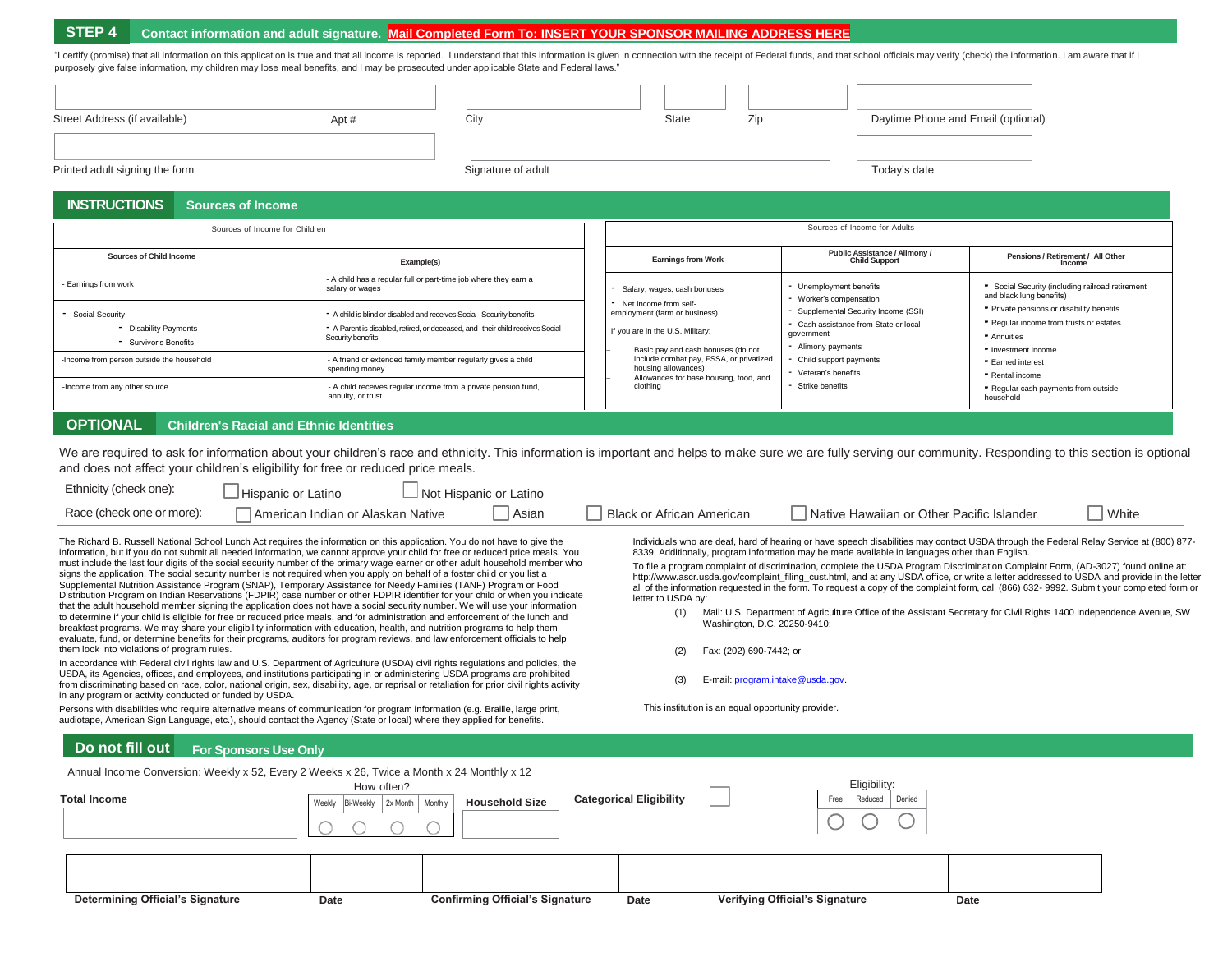## STEP 4 Contact information and adult signature. Mail Completed Form To: INSERT YOUR SPONSOR MAILING ADDRESS HERE

"I certify (promise) that all information on this application is true and that all income is reported. I understand that this information is given in connection with the receipt of Federal funds, and that school officials may verify (check) the information. I am aware that if I purposely give false information, my children may lose meal benefits, and I may be prosecuted under applicable State and Federal laws."

Street Address (if available) | Apt # | City | State | Zip | Daytime Phone and Email (optional)

Printed adult signing the form | Signature of adult | Today's date

## INSTRUCTIONS Sources of Income

**Sources of Income for Children**

| Sources of Child Income | Example(s) |
|---|---|
| - Earnings from work | - A child has a regular full or part-time job where they earn a salary or wages |
| - Social Security<br>- Disability Payments<br>- Survivor's Benefits | - A child is blind or disabled and receives Social Security benefits<br>- A Parent is disabled, retired, or deceased, and their child receives Social Security benefits |
| -Income from person outside the household | - A friend or extended family member regularly gives a child spending money |
| -Income from any other source | - A child receives regular income from a private pension fund, annuity, or trust |

**Sources of Income for Adults**

| Earnings from Work | Public Assistance / Alimony / Child Support | Pensions / Retirement / All Other Income |
|---|---|---|
| - Salary, wages, cash bonuses<br>- Net income from self-employment (farm or business)<br>If you are in the U.S. Military:<br>- Basic pay and cash bonuses (do not include combat pay, FSSA, or privatized housing allowances)<br>- Allowances for base housing, food, and clothing | - Unemployment benefits<br>- Worker's compensation<br>- Supplemental Security Income (SSI)<br>- Cash assistance from State or local government<br>- Alimony payments<br>- Child support payments<br>- Veteran's benefits<br>- Strike benefits | - Social Security (including railroad retirement and black lung benefits)<br>- Private pensions or disability benefits<br>- Regular income from trusts or estates<br>- Annuities<br>- Investment income<br>- Earned interest<br>- Rental income<br>- Regular cash payments from outside household |

## OPTIONAL Children's Racial and Ethnic Identities

We are required to ask for information about your children's race and ethnicity. This information is important and helps to make sure we are fully serving our community. Responding to this section is optional and does not affect your children's eligibility for free or reduced price meals.

Ethnicity (check one): ☐ Hispanic or Latino ☐ Not Hispanic or Latino

Race (check one or more): ☐ American Indian or Alaskan Native ☐ Asian ☐ Black or African American ☐ Native Hawaiian or Other Pacific Islander ☐ White

The Richard B. Russell National School Lunch Act requires the information on this application. You do not have to give the information, but if you do not submit all needed information, we cannot approve your child for free or reduced price meals. You must include the last four digits of the social security number of the primary wage earner or other adult household member who signs the application. The social security number is not required when you apply on behalf of a foster child or you list a Supplemental Nutrition Assistance Program (SNAP), Temporary Assistance for Needy Families (TANF) Program or Food Distribution Program on Indian Reservations (FDPIR) case number or other FDPIR identifier for your child or when you indicate that the adult household member signing the application does not have a social security number. We will use your information to determine if your child is eligible for free or reduced price meals, and for administration and enforcement of the lunch and breakfast programs. We may share your eligibility information with education, health, and nutrition programs to help them evaluate, fund, or determine benefits for their programs, auditors for program reviews, and law enforcement officials to help them look into violations of program rules.

In accordance with Federal civil rights law and U.S. Department of Agriculture (USDA) civil rights regulations and policies, the USDA, its Agencies, offices, and employees, and institutions participating in or administering USDA programs are prohibited from discriminating based on race, color, national origin, sex, disability, age, or reprisal or retaliation for prior civil rights activity in any program or activity conducted or funded by USDA.

Persons with disabilities who require alternative means of communication for program information (e.g. Braille, large print, audiotape, American Sign Language, etc.), should contact the Agency (State or local) where they applied for benefits.

Individuals who are deaf, hard of hearing or have speech disabilities may contact USDA through the Federal Relay Service at (800) 877-8339. Additionally, program information may be made available in languages other than English.

To file a program complaint of discrimination, complete the USDA Program Discrimination Complaint Form, (AD-3027) found online at: http://www.ascr.usda.gov/complaint_filing_cust.html, and at any USDA office, or write a letter addressed to USDA and provide in the letter all of the information requested in the form. To request a copy of the complaint form, call (866) 632- 9992. Submit your completed form or letter to USDA by:

(1) Mail: U.S. Department of Agriculture Office of the Assistant Secretary for Civil Rights 1400 Independence Avenue, SW Washington, D.C. 20250-9410;

(2) Fax: (202) 690-7442; or

(3) E-mail: program.intake@usda.gov.

This institution is an equal opportunity provider.

## Do not fill out For Sponsors Use Only

Annual Income Conversion: Weekly x 52, Every 2 Weeks x 26, Twice a Month x 24 Monthly x 12

**Total Income**

How often?

| Weekly | Bi-Weekly | 2x Month | Monthly |
|---|---|---|---|
| ○ | ○ | ○ | ○ |

**Household Size**

**Categorical Eligibility** ☐

Eligibility:

| Free | Reduced | Denied |
|---|---|---|
| ○ | ○ | ○ |

| Determining Official's Signature | Date | Confirming Official's Signature | Date | Verifying Official's Signature | Date |
|---|---|---|---|---|---|
| | | | | | |